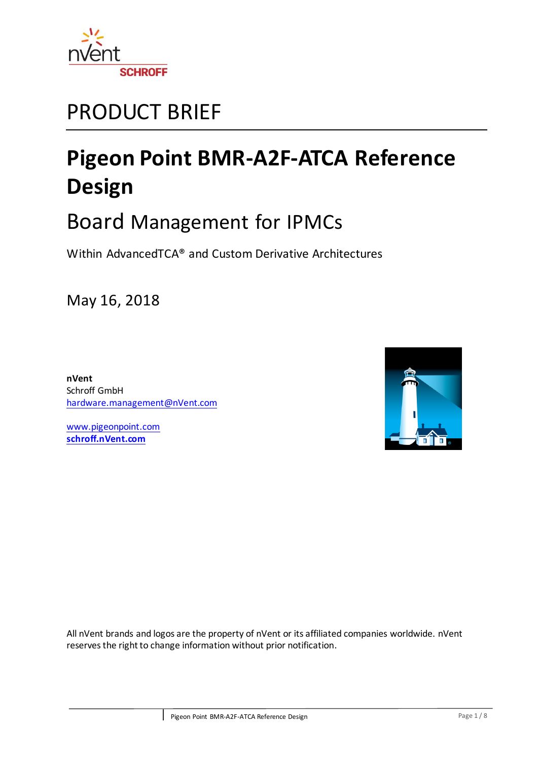PRODUCT BRIEF

# Pigeon Point BMR-A2F-ATCA Reference Design

## Board Management for IPMCs

Within AdvancedTCA® and Custom Derivative Architectures

May 16, 2018

**nVent**
Schroff GmbH
hardware.management@nVent.com

www.pigeonpoint.com
**schroff.nVent.com**

All nVent brands and logos are the property of nVent or its affiliated companies worldwide. nVent reserves the right to change information without prior notification.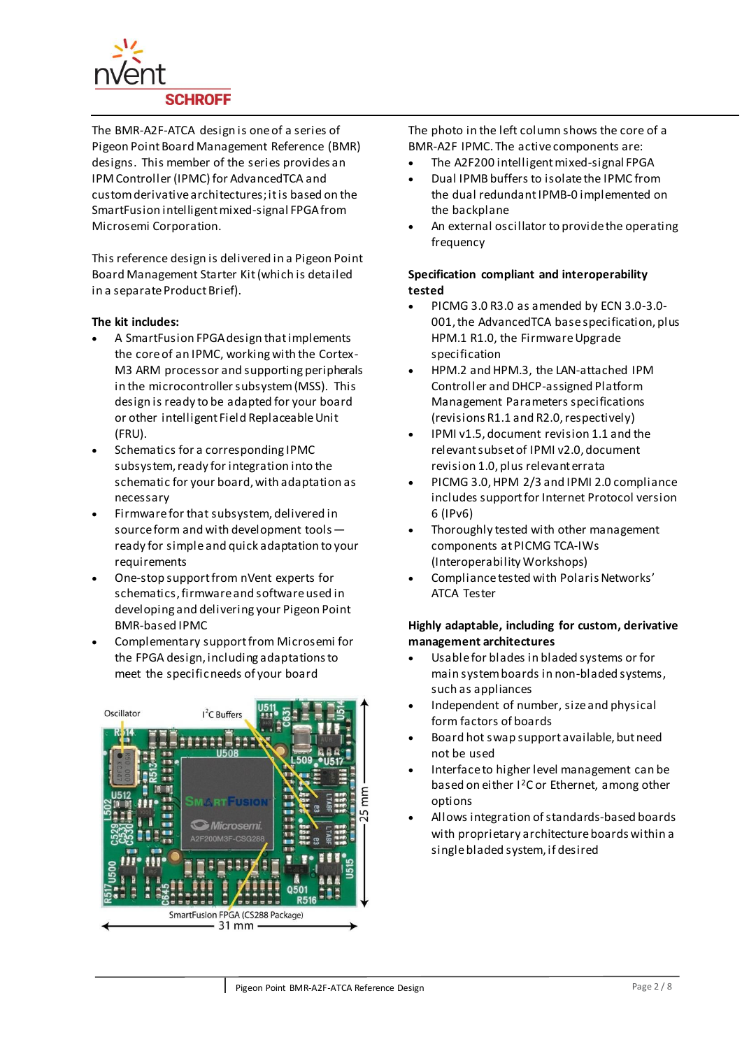The BMR-A2F-ATCA design is one of a series of Pigeon Point Board Management Reference (BMR) designs. This member of the series provides an IPM Controller (IPMC) for AdvancedTCA and custom derivative architectures; it is based on the SmartFusion intelligent mixed-signal FPGA from Microsemi Corporation.

This reference design is delivered in a Pigeon Point Board Management Starter Kit (which is detailed in a separate Product Brief).

**The kit includes:**

- A SmartFusion FPGA design that implements the core of an IPMC, working with the Cortex-M3 ARM processor and supporting peripherals in the microcontroller subsystem (MSS). This design is ready to be adapted for your board or other intelligent Field Replaceable Unit (FRU).
- Schematics for a corresponding IPMC subsystem, ready for integration into the schematic for your board, with adaptation as necessary
- Firmware for that subsystem, delivered in source form and with development tools — ready for simple and quick adaptation to your requirements
- One-stop support from nVent experts for schematics, firmware and software used in developing and delivering your Pigeon Point BMR-based IPMC
- Complementary support from Microsemi for the FPGA design, including adaptations to meet the specific needs of your board

Oscillator — I²C Buffers — SmartFusion FPGA (CS288 Package) — 31 mm — 25 mm

The photo in the left column shows the core of a BMR-A2F IPMC. The active components are:

- The A2F200 intelligent mixed-signal FPGA
- Dual IPMB buffers to isolate the IPMC from the dual redundant IPMB-0 implemented on the backplane
- An external oscillator to provide the operating frequency

**Specification compliant and interoperability tested**

- PICMG 3.0 R3.0 as amended by ECN 3.0-3.0-001, the AdvancedTCA base specification, plus HPM.1 R1.0, the Firmware Upgrade specification
- HPM.2 and HPM.3, the LAN-attached IPM Controller and DHCP-assigned Platform Management Parameters specifications (revisions R1.1 and R2.0, respectively)
- IPMI v1.5, document revision 1.1 and the relevant subset of IPMI v2.0, document revision 1.0, plus relevant errata
- PICMG 3.0, HPM 2/3 and IPMI 2.0 compliance includes support for Internet Protocol version 6 (IPv6)
- Thoroughly tested with other management components at PICMG TCA-IWs (Interoperability Workshops)
- Compliance tested with Polaris Networks' ATCA Tester

**Highly adaptable, including for custom, derivative management architectures**

- Usable for blades in bladed systems or for main system boards in non-bladed systems, such as appliances
- Independent of number, size and physical form factors of boards
- Board hot swap support available, but need not be used
- Interface to higher level management can be based on either I²C or Ethernet, among other options
- Allows integration of standards-based boards with proprietary architecture boards within a single bladed system, if desired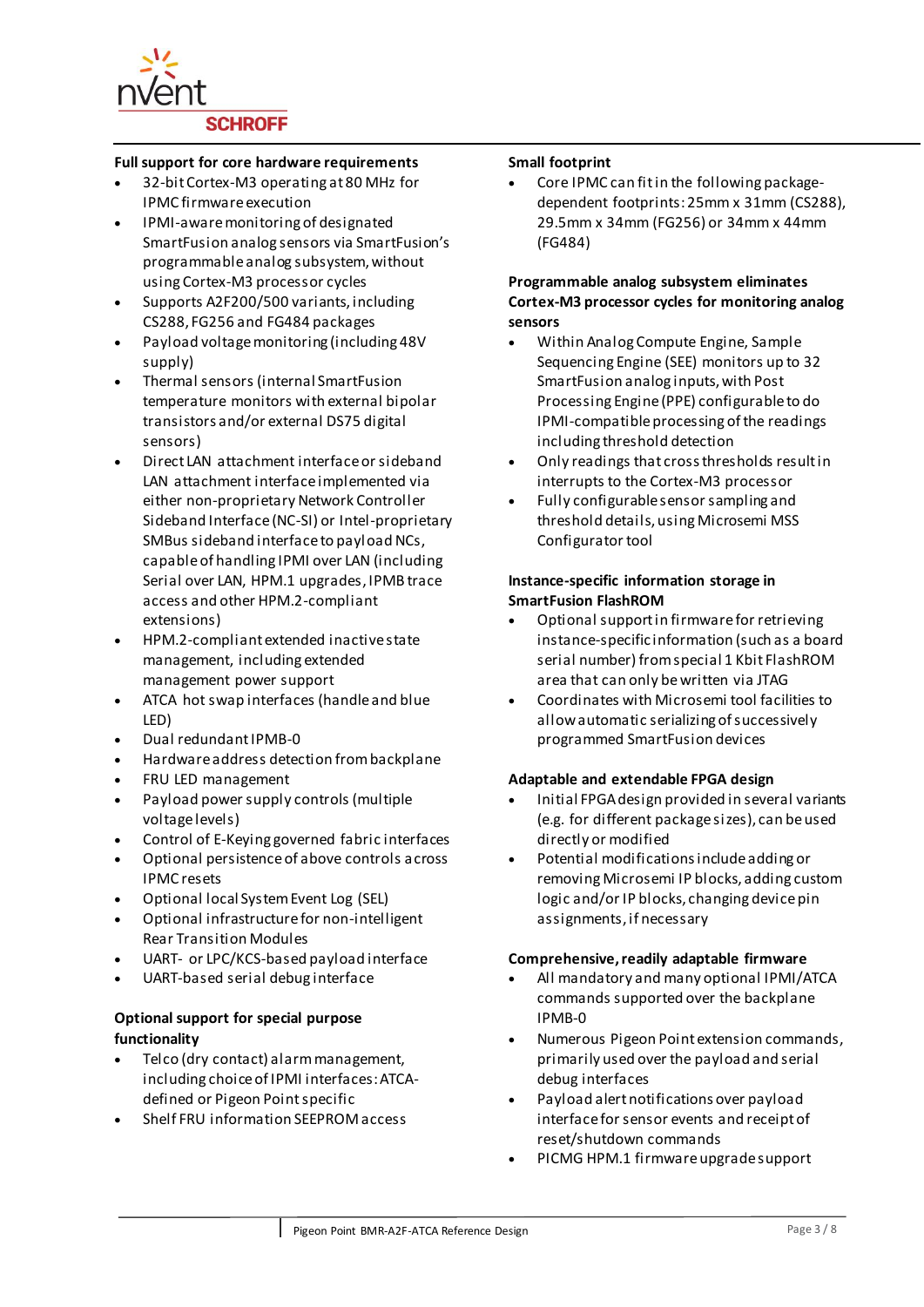**Full support for core hardware requirements**

- 32-bit Cortex-M3 operating at 80 MHz for IPMC firmware execution
- IPMI-aware monitoring of designated SmartFusion analog sensors via SmartFusion's programmable analog subsystem, without using Cortex-M3 processor cycles
- Supports A2F200/500 variants, including CS288, FG256 and FG484 packages
- Payload voltage monitoring (including 48V supply)
- Thermal sensors (internal SmartFusion temperature monitors with external bipolar transistors and/or external DS75 digital sensors)
- Direct LAN attachment interface or sideband LAN attachment interface implemented via either non-proprietary Network Controller Sideband Interface (NC-SI) or Intel-proprietary SMBus sideband interface to payload NCs, capable of handling IPMI over LAN (including Serial over LAN, HPM.1 upgrades, IPMB trace access and other HPM.2-compliant extensions)
- HPM.2-compliant extended inactive state management, including extended management power support
- ATCA hot swap interfaces (handle and blue LED)
- Dual redundant IPMB-0
- Hardware address detection from backplane
- FRU LED management
- Payload power supply controls (multiple voltage levels)
- Control of E-Keying governed fabric interfaces
- Optional persistence of above controls across IPMC resets
- Optional local System Event Log (SEL)
- Optional infrastructure for non-intelligent Rear Transition Modules
- UART- or LPC/KCS-based payload interface
- UART-based serial debug interface

**Optional support for special purpose functionality**

- Telco (dry contact) alarm management, including choice of IPMI interfaces: ATCA-defined or Pigeon Point specific
- Shelf FRU information SEEPROM access

**Small footprint**

- Core IPMC can fit in the following package-dependent footprints: 25mm x 31mm (CS288), 29.5mm x 34mm (FG256) or 34mm x 44mm (FG484)

**Programmable analog subsystem eliminates Cortex-M3 processor cycles for monitoring analog sensors**

- Within Analog Compute Engine, Sample Sequencing Engine (SEE) monitors up to 32 SmartFusion analog inputs, with Post Processing Engine (PPE) configurable to do IPMI-compatible processing of the readings including threshold detection
- Only readings that cross thresholds result in interrupts to the Cortex-M3 processor
- Fully configurable sensor sampling and threshold details, using Microsemi MSS Configurator tool

**Instance-specific information storage in SmartFusion FlashROM**

- Optional support in firmware for retrieving instance-specific information (such as a board serial number) from special 1 Kbit FlashROM area that can only be written via JTAG
- Coordinates with Microsemi tool facilities to allow automatic serializing of successively programmed SmartFusion devices

**Adaptable and extendable FPGA design**

- Initial FPGA design provided in several variants (e.g. for different package sizes), can be used directly or modified
- Potential modifications include adding or removing Microsemi IP blocks, adding custom logic and/or IP blocks, changing device pin assignments, if necessary

**Comprehensive, readily adaptable firmware**

- All mandatory and many optional IPMI/ATCA commands supported over the backplane IPMB-0
- Numerous Pigeon Point extension commands, primarily used over the payload and serial debug interfaces
- Payload alert notifications over payload interface for sensor events and receipt of reset/shutdown commands
- PICMG HPM.1 firmware upgrade support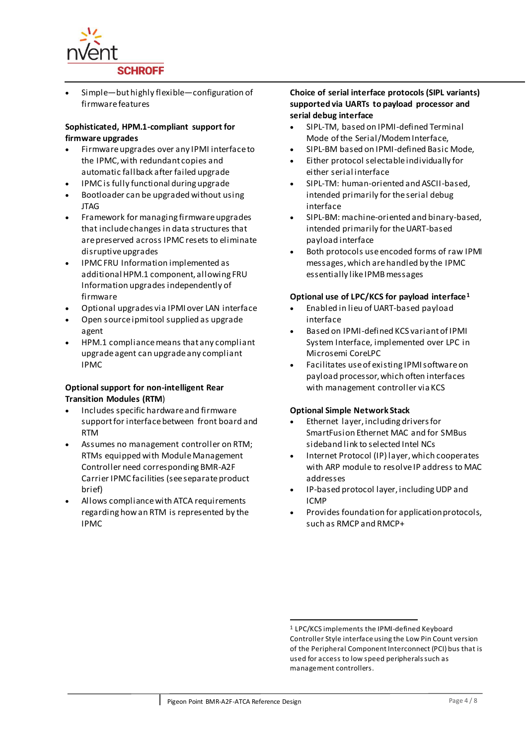- Simple—but highly flexible—configuration of firmware features

**Sophisticated, HPM.1-compliant support for firmware upgrades**

- Firmware upgrades over any IPMI interface to the IPMC, with redundant copies and automatic fallback after failed upgrade
- IPMC is fully functional during upgrade
- Bootloader can be upgraded without using JTAG
- Framework for managing firmware upgrades that include changes in data structures that are preserved across IPMC resets to eliminate disruptive upgrades
- IPMC FRU Information implemented as additional HPM.1 component, allowing FRU Information upgrades independently of firmware
- Optional upgrades via IPMI over LAN interface
- Open source ipmitool supplied as upgrade agent
- HPM.1 compliance means that any compliant upgrade agent can upgrade any compliant IPMC

**Optional support for non-intelligent Rear Transition Modules (RTM)**

- Includes specific hardware and firmware support for interface between front board and RTM
- Assumes no management controller on RTM; RTMs equipped with Module Management Controller need corresponding BMR-A2F Carrier IPMC facilities (see separate product brief)
- Allows compliance with ATCA requirements regarding how an RTM is represented by the IPMC

**Choice of serial interface protocols (SIPL variants) supported via UARTs to payload processor and serial debug interface**

- SIPL-TM, based on IPMI-defined Terminal Mode of the Serial/Modem Interface,
- SIPL-BM based on IPMI-defined Basic Mode,
- Either protocol selectable individually for either serial interface
- SIPL-TM: human-oriented and ASCII-based, intended primarily for the serial debug interface
- SIPL-BM: machine-oriented and binary-based, intended primarily for the UART-based payload interface
- Both protocols use encoded forms of raw IPMI messages, which are handled by the IPMC essentially like IPMB messages

**Optional use of LPC/KCS for payload interface**[1]

- Enabled in lieu of UART-based payload interface
- Based on IPMI-defined KCS variant of IPMI System Interface, implemented over LPC in Microsemi CoreLPC
- Facilitates use of existing IPMI software on payload processor, which often interfaces with management controller via KCS

**Optional Simple Network Stack**

- Ethernet layer, including drivers for SmartFusion Ethernet MAC and for SMBus sideband link to selected Intel NCs
- Internet Protocol (IP) layer, which cooperates with ARP module to resolve IP address to MAC addresses
- IP-based protocol layer, including UDP and ICMP
- Provides foundation for application protocols, such as RMCP and RMCP+

[1] LPC/KCS implements the IPMI-defined Keyboard Controller Style interface using the Low Pin Count version of the Peripheral Component Interconnect (PCI) bus that is used for access to low speed peripherals such as management controllers.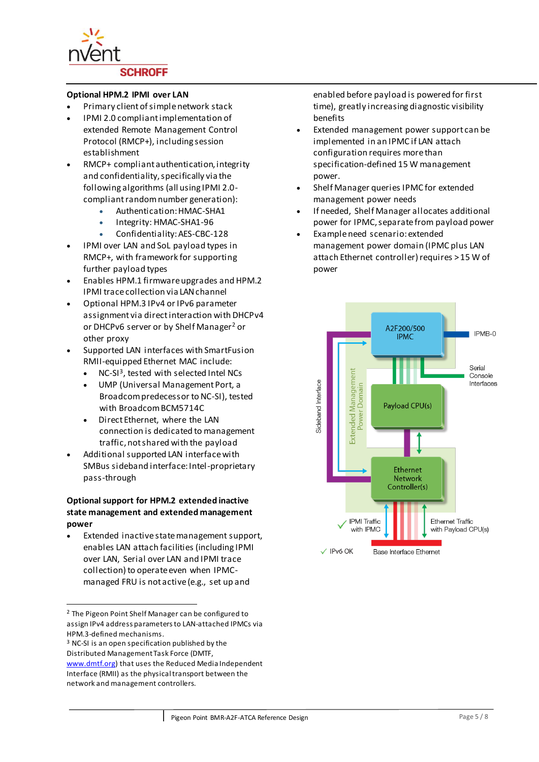### Optional HPM.2 IPMI over LAN

- Primary client of simple network stack
- IPMI 2.0 compliant implementation of extended Remote Management Control Protocol (RMCP+), including session establishment
- RMCP+ compliant authentication, integrity and confidentiality, specifically via the following algorithms (all using IPMI 2.0-compliant random number generation):
    - Authentication: HMAC-SHA1
    - Integrity: HMAC-SHA1-96
    - Confidentiality: AES-CBC-128
- IPMI over LAN and SoL payload types in RMCP+, with framework for supporting further payload types
- Enables HPM.1 firmware upgrades and HPM.2 IPMI trace collection via LAN channel
- Optional HPM.3 IPv4 or IPv6 parameter assignment via direct interaction with DHCPv4 or DHCPv6 server or by Shelf Manager[2] or other proxy
- Supported LAN interfaces with SmartFusion RMII-equipped Ethernet MAC include:
    - NC-SI[3], tested with selected Intel NCs
    - UMP (Universal Management Port, a Broadcom predecessor to NC-SI), tested with Broadcom BCM5714C
    - Direct Ethernet, where the LAN connection is dedicated to management traffic, not shared with the payload
- Additional supported LAN interface with SMBus sideband interface: Intel-proprietary pass-through

### Optional support for HPM.2 extended inactive state management and extended management power

- Extended inactive state management support, enables LAN attach facilities (including IPMI over LAN, Serial over LAN and IPMI trace collection) to operate even when IPMC-managed FRU is not active (e.g., set up and enabled before payload is powered for first time), greatly increasing diagnostic visibility benefits
- Extended management power support can be implemented in an IPMC if LAN attach configuration requires more than specification-defined 15 W management power.
- Shelf Manager queries IPMC for extended management power needs
- If needed, Shelf Manager allocates additional power for IPMC, separate from payload power
- Example need scenario: extended management power domain (IPMC plus LAN attach Ethernet controller) requires >15 W of power

A2F200/500 IPMC

IPMB-0

Serial Console Interfaces

Payload CPU(s)

Sideband Interface

Extended Management Power Domain

Ethernet Network Controller(s)

✓ IPMI Traffic with IPMC

Ethernet Traffic with Payload CPU(s)

✓ IPv6 OK

Base Interface Ethernet

---

[2] The Pigeon Point Shelf Manager can be configured to assign IPv4 address parameters to LAN-attached IPMCs via HPM.3-defined mechanisms.

[3] NC-SI is an open specification published by the Distributed Management Task Force (DMTF, www.dmtf.org) that uses the Reduced Media Independent Interface (RMII) as the physical transport between the network and management controllers.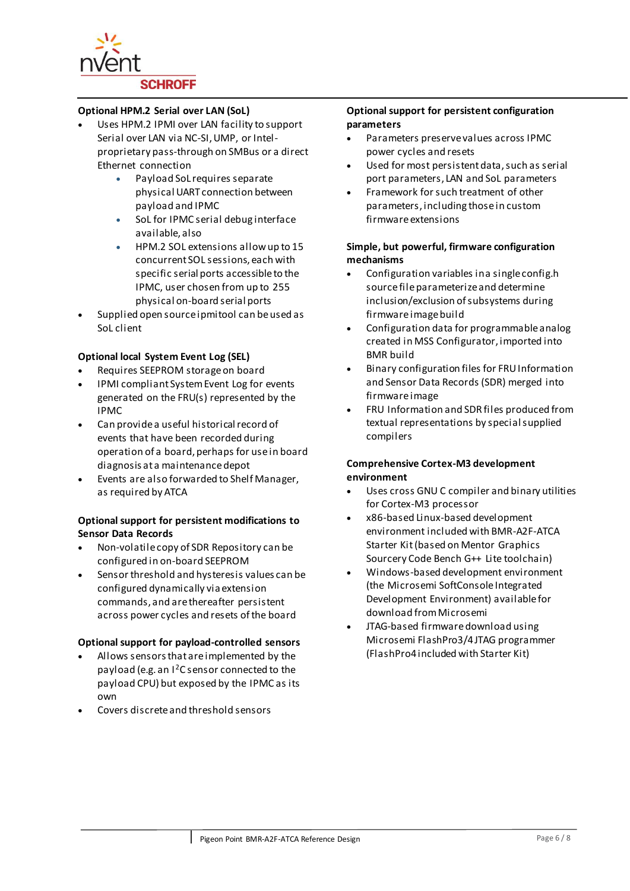**Optional HPM.2 Serial over LAN (SoL)**

- Uses HPM.2 IPMI over LAN facility to support Serial over LAN via NC-SI, UMP, or Intel-proprietary pass-through on SMBus or a direct Ethernet connection
  - Payload SoL requires separate physical UART connection between payload and IPMC
  - SoL for IPMC serial debug interface available, also
  - HPM.2 SOL extensions allow up to 15 concurrent SOL sessions, each with specific serial ports accessible to the IPMC, user chosen from up to 255 physical on-board serial ports
- Supplied open source ipmitool can be used as SoL client

**Optional local System Event Log (SEL)**

- Requires SEEPROM storage on board
- IPMI compliant System Event Log for events generated on the FRU(s) represented by the IPMC
- Can provide a useful historical record of events that have been recorded during operation of a board, perhaps for use in board diagnosis at a maintenance depot
- Events are also forwarded to Shelf Manager, as required by ATCA

**Optional support for persistent modifications to Sensor Data Records**

- Non-volatile copy of SDR Repository can be configured in on-board SEEPROM
- Sensor threshold and hysteresis values can be configured dynamically via extension commands, and are thereafter persistent across power cycles and resets of the board

**Optional support for payload-controlled sensors**

- Allows sensors that are implemented by the payload (e.g. an $I^2C$ sensor connected to the payload CPU) but exposed by the IPMC as its own
- Covers discrete and threshold sensors

**Optional support for persistent configuration parameters**

- Parameters preserve values across IPMC power cycles and resets
- Used for most persistent data, such as serial port parameters, LAN and SoL parameters
- Framework for such treatment of other parameters, including those in custom firmware extensions

**Simple, but powerful, firmware configuration mechanisms**

- Configuration variables in a single config.h source file parameterize and determine inclusion/exclusion of subsystems during firmware image build
- Configuration data for programmable analog created in MSS Configurator, imported into BMR build
- Binary configuration files for FRU Information and Sensor Data Records (SDR) merged into firmware image
- FRU Information and SDR files produced from textual representations by special supplied compilers

**Comprehensive Cortex-M3 development environment**

- Uses cross GNU C compiler and binary utilities for Cortex-M3 processor
- x86-based Linux-based development environment included with BMR-A2F-ATCA Starter Kit (based on Mentor Graphics Sourcery Code Bench G++ Lite toolchain)
- Windows-based development environment (the Microsemi SoftConsole Integrated Development Environment) available for download from Microsemi
- JTAG-based firmware download using Microsemi FlashPro3/4 JTAG programmer (FlashPro4 included with Starter Kit)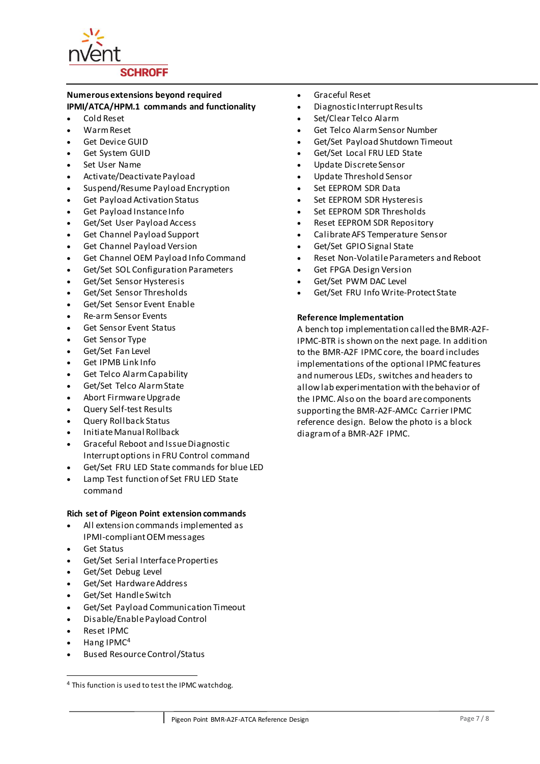**Numerous extensions beyond required IPMI/ATCA/HPM.1 commands and functionality**

- Cold Reset
- Warm Reset
- Get Device GUID
- Get System GUID
- Set User Name
- Activate/Deactivate Payload
- Suspend/Resume Payload Encryption
- Get Payload Activation Status
- Get Payload Instance Info
- Get/Set User Payload Access
- Get Channel Payload Support
- Get Channel Payload Version
- Get Channel OEM Payload Info Command
- Get/Set SOL Configuration Parameters
- Get/Set Sensor Hysteresis
- Get/Set Sensor Thresholds
- Get/Set Sensor Event Enable
- Re-arm Sensor Events
- Get Sensor Event Status
- Get Sensor Type
- Get/Set Fan Level
- Get IPMB Link Info
- Get Telco Alarm Capability
- Get/Set Telco Alarm State
- Abort Firmware Upgrade
- Query Self-test Results
- Query Rollback Status
- Initiate Manual Rollback
- Graceful Reboot and Issue Diagnostic Interrupt options in FRU Control command
- Get/Set FRU LED State commands for blue LED
- Lamp Test function of Set FRU LED State command

**Rich set of Pigeon Point extension commands**

- All extension commands implemented as IPMI-compliant OEM messages
- Get Status
- Get/Set Serial Interface Properties
- Get/Set Debug Level
- Get/Set Hardware Address
- Get/Set Handle Switch
- Get/Set Payload Communication Timeout
- Disable/Enable Payload Control
- Reset IPMC
- Hang IPMC[4]
- Bused Resource Control/Status
- Graceful Reset
- Diagnostic Interrupt Results
- Set/Clear Telco Alarm
- Get Telco Alarm Sensor Number
- Get/Set Payload Shutdown Timeout
- Get/Set Local FRU LED State
- Update Discrete Sensor
- Update Threshold Sensor
- Set EEPROM SDR Data
- Set EEPROM SDR Hysteresis
- Set EEPROM SDR Thresholds
- Reset EEPROM SDR Repository
- Calibrate AFS Temperature Sensor
- Get/Set GPIO Signal State
- Reset Non-Volatile Parameters and Reboot
- Get FPGA Design Version
- Get/Set PWM DAC Level
- Get/Set FRU Info Write-Protect State

**Reference Implementation**

A bench top implementation called the BMR-A2F-IPMC-BTR is shown on the next page. In addition to the BMR-A2F IPMC core, the board includes implementations of the optional IPMC features and numerous LEDs, switches and headers to allow lab experimentation with the behavior of the IPMC. Also on the board are components supporting the BMR-A2F-AMCc Carrier IPMC reference design. Below the photo is a block diagram of a BMR-A2F IPMC.

[4] This function is used to test the IPMC watchdog.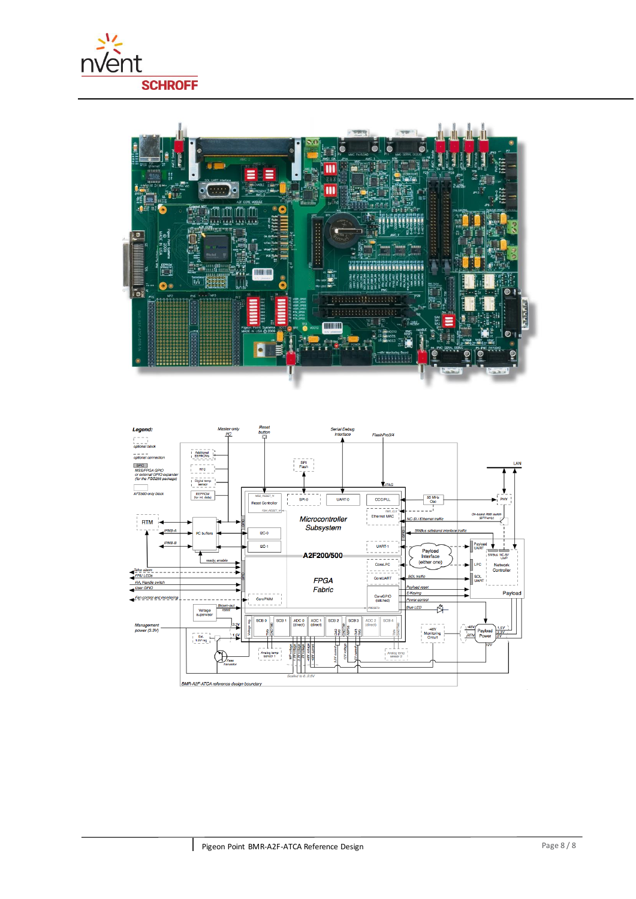Legend:

optional block

optional connection

GPIO

MSS/FPGA GPIO or external GPIO expander (for the FG256 package)

AF3560-only block

Master-only I²C

Reset button

Serial Debug Interface

FlashPro3/4

LAN

Additional EEPROMs

RTC

Digital temp sensor

EEPROM for int. data

SPI Flash

Reset Controller

SPI-0

UART-0

CCC/PLL

50 MHz Osc

PHY

Ethernet MAC

NC-SI / Ethernet traffic

On-board RMII switch (DTM only)

Microcontroller Subsystem

RTM

IPMB-A

IPMB-B

I²C buffers

I2C-0

I2C-1

SMBus sideband interface traffic

A2F200/500

UART-1

Payload UART

SMBus

NC-SI

LMP

Payload Interface (either one)

LPC

Network Controller

ready, enable

CoreLPC

Telco alarm

FRU LEDs

HA Handle switch

User GPIO

Fan control and monitoring

FPGA Fabric

CoreUART

SOL traffic

SOL UART

Payload

Payload reset

E-Keying

CoreGPIO (latched)

Power control

CorePWM

Blue LED

Brown-out reset

Voltage supervisor

Management power (3.3V)

3.3V

1.5V

Ext. 1.5V reg

Pass transistor

SCB 0

SCB 1

ADC 0 (direct)

ADC 1 (direct)

SCB 2

SCB 3

ADC 2 (direct)

SCB 4

-48V Monitoring Circuit

-48V

RTN

Payload Power

1.5V

3.3V

5V

12V

Analog temp sensor 1

Analog temp sensor 2

Scaled to 0..2.5V

BMR-A2F-ATCA reference design boundary